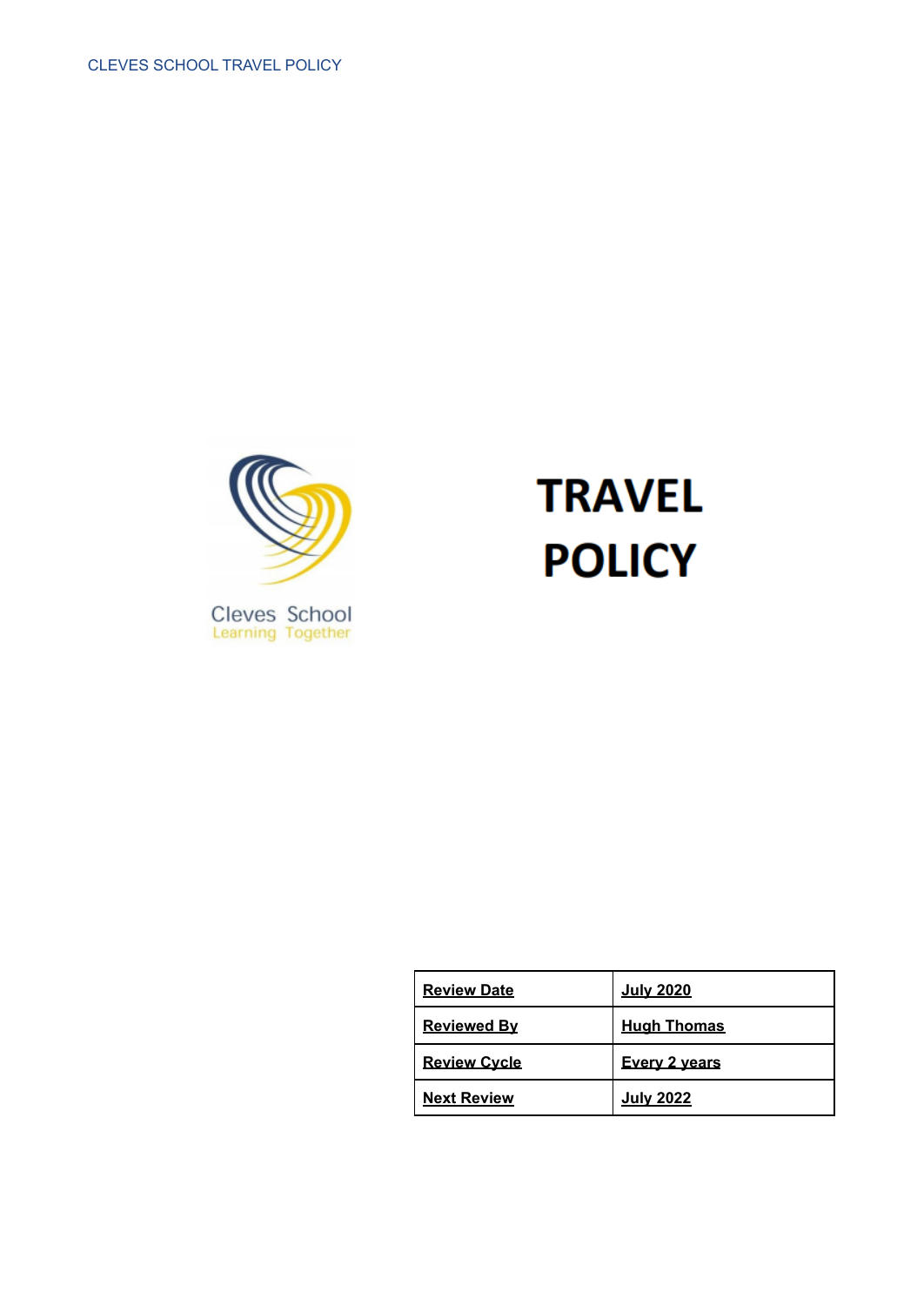Cleves School
Learning Together

# TRAVEL POLICY

| **Review Date** | **July 2020** |
|---|---|
| **Reviewed By** | **Hugh Thomas** |
| **Review Cycle** | **Every 2 years** |
| **Next Review** | **July 2022** |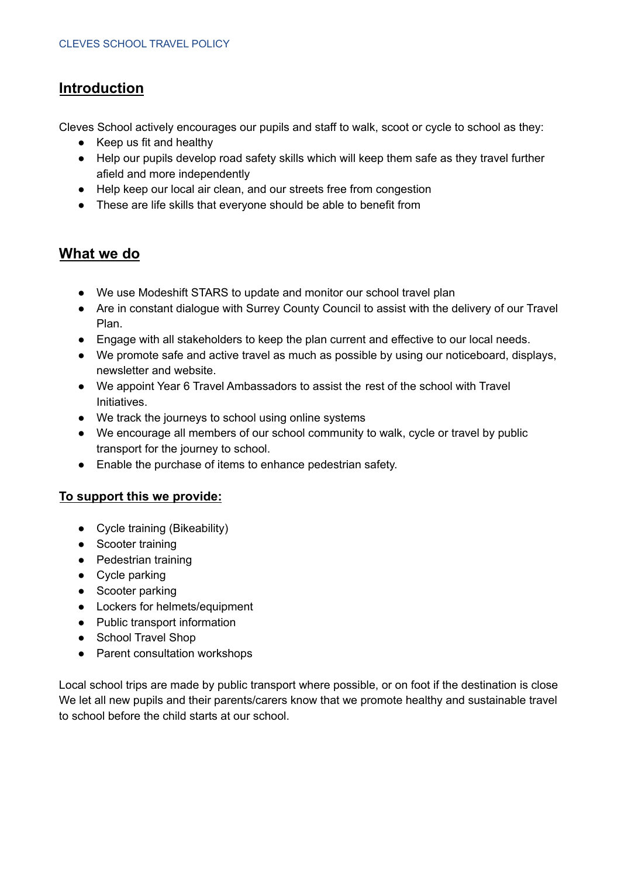## Introduction

Cleves School actively encourages our pupils and staff to walk, scoot or cycle to school as they:

- Keep us fit and healthy
- Help our pupils develop road safety skills which will keep them safe as they travel further afield and more independently
- Help keep our local air clean, and our streets free from congestion
- These are life skills that everyone should be able to benefit from

## What we do

- We use Modeshift STARS to update and monitor our school travel plan
- Are in constant dialogue with Surrey County Council to assist with the delivery of our Travel Plan.
- Engage with all stakeholders to keep the plan current and effective to our local needs.
- We promote safe and active travel as much as possible by using our noticeboard, displays, newsletter and website.
- We appoint Year 6 Travel Ambassadors to assist the rest of the school with Travel Initiatives.
- We track the journeys to school using online systems
- We encourage all members of our school community to walk, cycle or travel by public transport for the journey to school.
- Enable the purchase of items to enhance pedestrian safety.

### To support this we provide:

- Cycle training (Bikeability)
- Scooter training
- Pedestrian training
- Cycle parking
- Scooter parking
- Lockers for helmets/equipment
- Public transport information
- School Travel Shop
- Parent consultation workshops

Local school trips are made by public transport where possible, or on foot if the destination is close
We let all new pupils and their parents/carers know that we promote healthy and sustainable travel to school before the child starts at our school.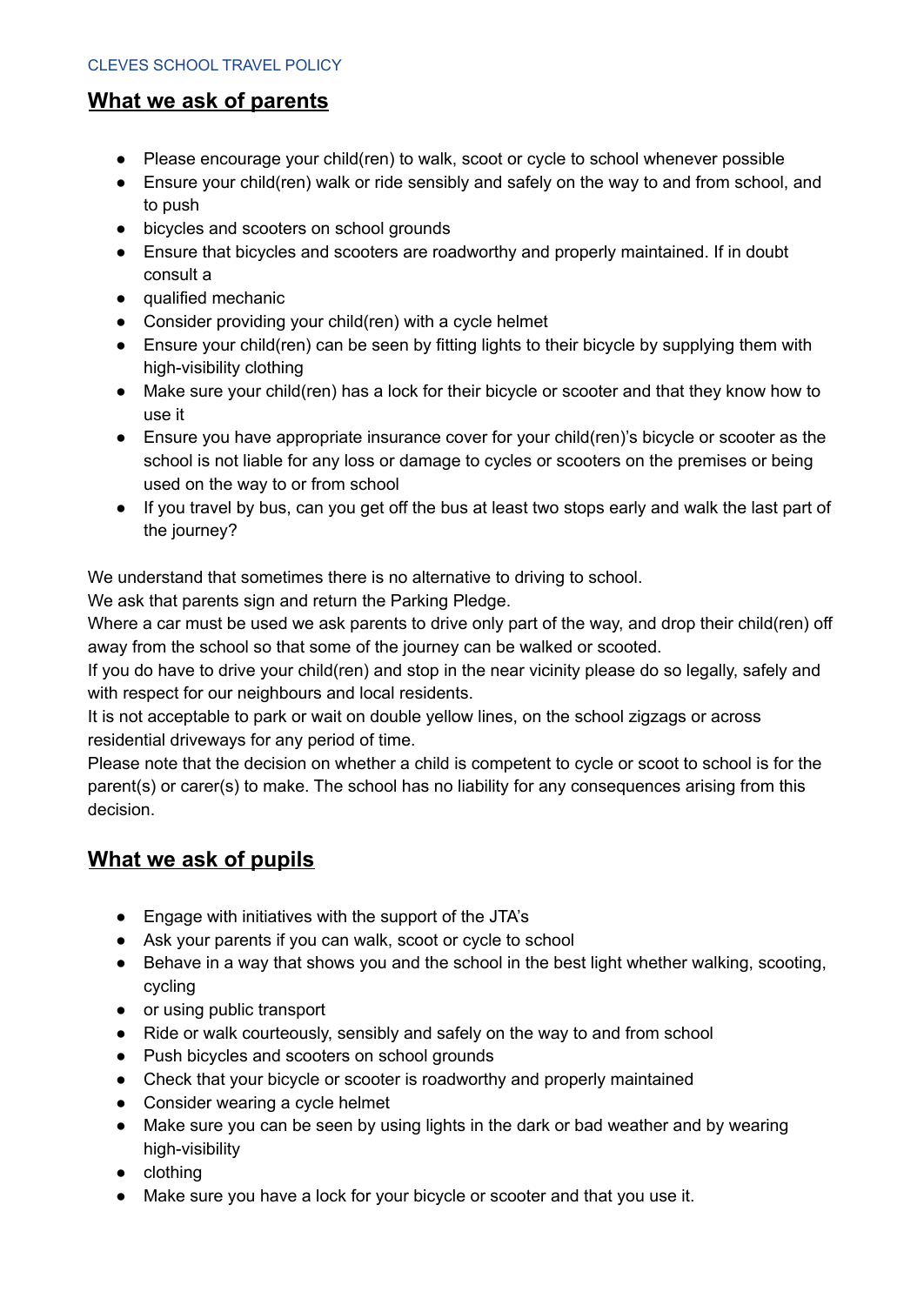## What we ask of parents

- Please encourage your child(ren) to walk, scoot or cycle to school whenever possible
- Ensure your child(ren) walk or ride sensibly and safely on the way to and from school, and to push
- bicycles and scooters on school grounds
- Ensure that bicycles and scooters are roadworthy and properly maintained. If in doubt consult a
- qualified mechanic
- Consider providing your child(ren) with a cycle helmet
- Ensure your child(ren) can be seen by fitting lights to their bicycle by supplying them with high-visibility clothing
- Make sure your child(ren) has a lock for their bicycle or scooter and that they know how to use it
- Ensure you have appropriate insurance cover for your child(ren)'s bicycle or scooter as the school is not liable for any loss or damage to cycles or scooters on the premises or being used on the way to or from school
- If you travel by bus, can you get off the bus at least two stops early and walk the last part of the journey?

We understand that sometimes there is no alternative to driving to school.
We ask that parents sign and return the Parking Pledge.
Where a car must be used we ask parents to drive only part of the way, and drop their child(ren) off away from the school so that some of the journey can be walked or scooted.
If you do have to drive your child(ren) and stop in the near vicinity please do so legally, safely and with respect for our neighbours and local residents.
It is not acceptable to park or wait on double yellow lines, on the school zigzags or across residential driveways for any period of time.
Please note that the decision on whether a child is competent to cycle or scoot to school is for the parent(s) or carer(s) to make. The school has no liability for any consequences arising from this decision.

## What we ask of pupils

- Engage with initiatives with the support of the JTA's
- Ask your parents if you can walk, scoot or cycle to school
- Behave in a way that shows you and the school in the best light whether walking, scooting, cycling
- or using public transport
- Ride or walk courteously, sensibly and safely on the way to and from school
- Push bicycles and scooters on school grounds
- Check that your bicycle or scooter is roadworthy and properly maintained
- Consider wearing a cycle helmet
- Make sure you can be seen by using lights in the dark or bad weather and by wearing high-visibility
- clothing
- Make sure you have a lock for your bicycle or scooter and that you use it.